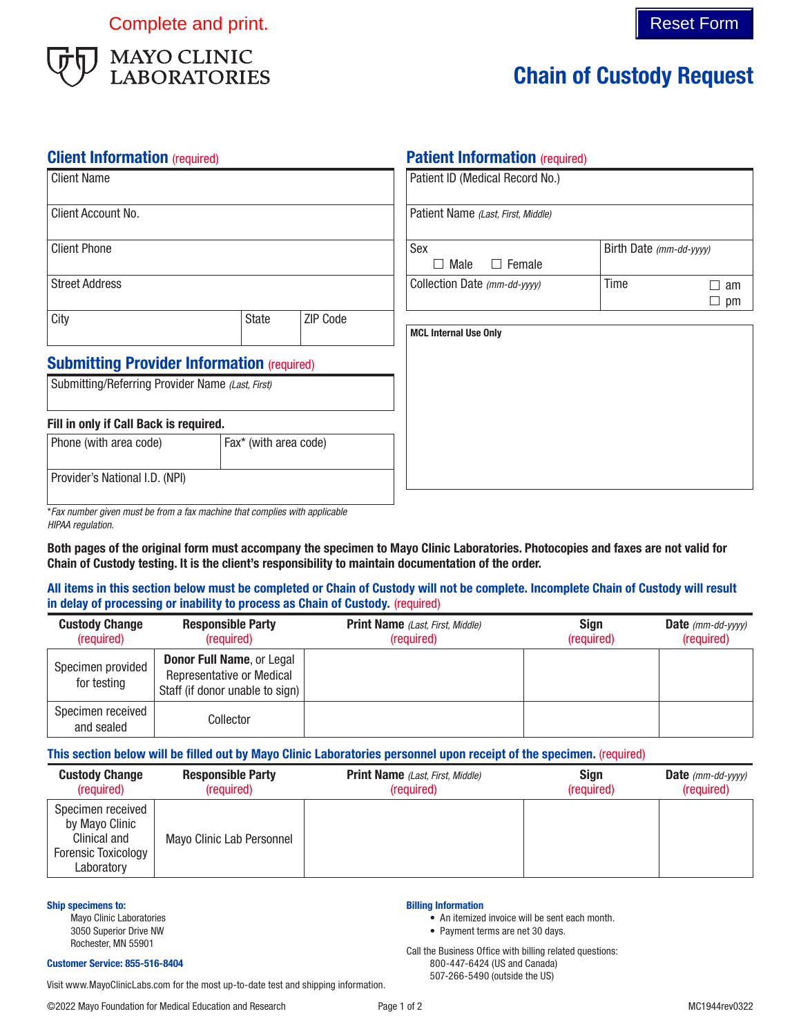Complete and print.

MAYO CLINIC LABORATORIES

# Chain of Custody Request

## Client Information (required)

| Client Name | | |
|---|---|---|
| Client Account No. | | |
| Client Phone | | |
| Street Address | | |
| City | State | ZIP Code |

## Patient Information (required)

| Patient ID (Medical Record No.) | |
|---|---|
| Patient Name *(Last, First, Middle)* | |
| Sex ☐ Male ☐ Female | Birth Date *(mm-dd-yyyy)* |
| Collection Date *(mm-dd-yyyy)* | Time ☐ am ☐ pm |

**MCL Internal Use Only**

## Submitting Provider Information (required)

Submitting/Referring Provider Name *(Last, First)*

**Fill in only if Call Back is required.**

| Phone (with area code) | Fax* (with area code) |
|---|---|
| Provider's National I.D. (NPI) | |

*\*Fax number given must be from a fax machine that complies with applicable HIPAA regulation.*

**Both pages of the original form must accompany the specimen to Mayo Clinic Laboratories. Photocopies and faxes are not valid for Chain of Custody testing. It is the client's responsibility to maintain documentation of the order.**

**All items in this section below must be completed or Chain of Custody will not be complete. Incomplete Chain of Custody will result in delay of processing or inability to process as Chain of Custody.** (required)

| Custody Change (required) | Responsible Party (required) | Print Name *(Last, First, Middle)* (required) | Sign (required) | Date *(mm-dd-yyyy)* (required) |
|---|---|---|---|---|
| Specimen provided for testing | **Donor Full Name**, or Legal Representative or Medical Staff (if donor unable to sign) | | | |
| Specimen received and sealed | Collector | | | |

**This section below will be filled out by Mayo Clinic Laboratories personnel upon receipt of the specimen.** (required)

| Custody Change (required) | Responsible Party (required) | Print Name *(Last, First, Middle)* (required) | Sign (required) | Date *(mm-dd-yyyy)* (required) |
|---|---|---|---|---|
| Specimen received by Mayo Clinic Clinical and Forensic Toxicology Laboratory | Mayo Clinic Lab Personnel | | | |

**Ship specimens to:**

Mayo Clinic Laboratories
3050 Superior Drive NW
Rochester, MN 55901

**Customer Service: 855-516-8404**

Visit www.MayoClinicLabs.com for the most up-to-date test and shipping information.

**Billing Information**

- An itemized invoice will be sent each month.
- Payment terms are net 30 days.

Call the Business Office with billing related questions:
800-447-6424 (US and Canada)
507-266-5490 (outside the US)

©2022 Mayo Foundation for Medical Education and Research

MC1944rev0322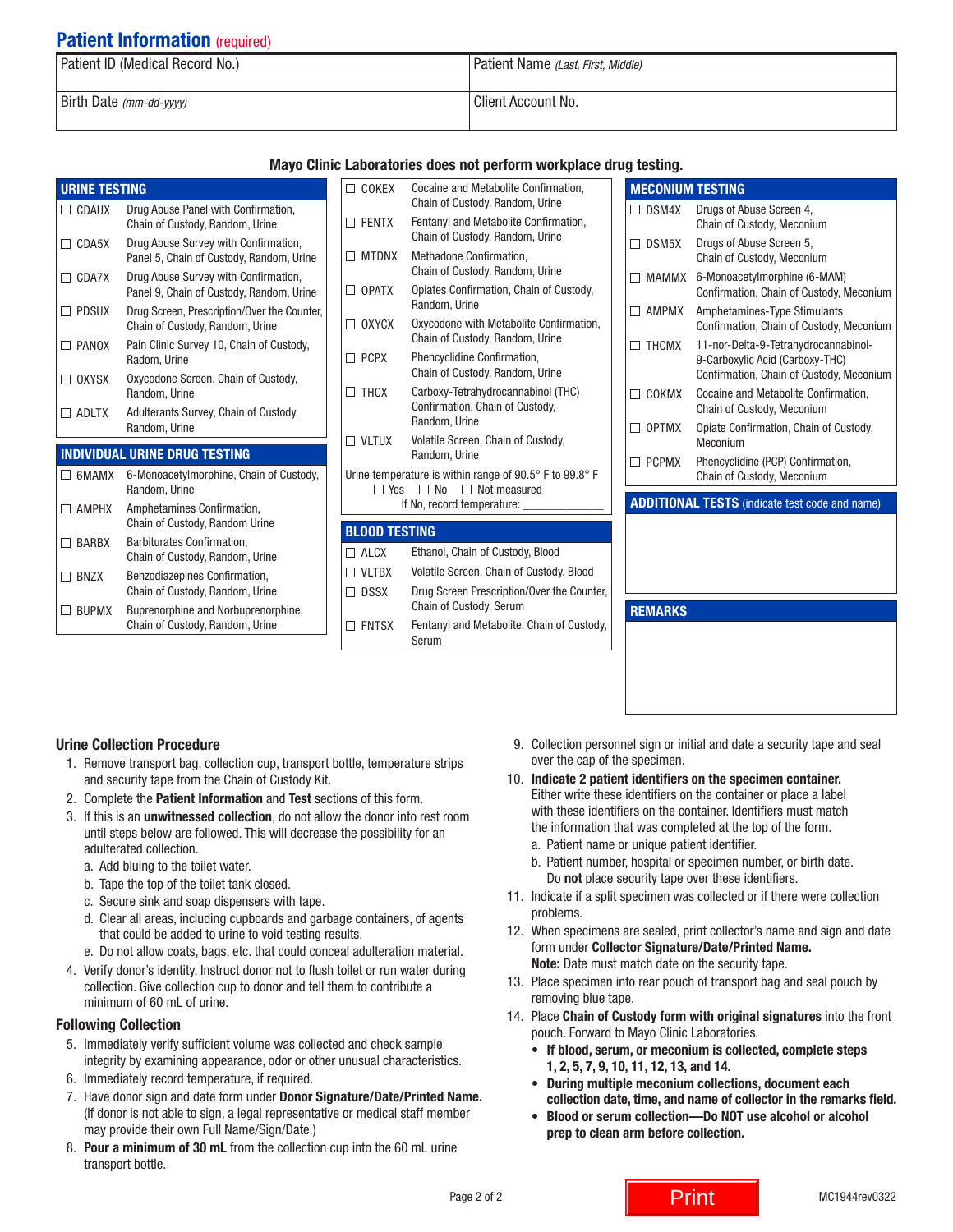## Patient Information (required)

| Patient ID (Medical Record No.) | Patient Name *(Last, First, Middle)* |
|---|---|
| **Birth Date** *(mm-dd-yyyy)* | **Client Account No.** |

**Mayo Clinic Laboratories does not perform workplace drug testing.**

### URINE TESTING

| | Code | Test |
|---|---|---|
| ☐ | CDAUX | Drug Abuse Panel with Confirmation, Chain of Custody, Random, Urine |
| ☐ | CDA5X | Drug Abuse Survey with Confirmation, Panel 5, Chain of Custody, Random, Urine |
| ☐ | CDA7X | Drug Abuse Survey with Confirmation, Panel 9, Chain of Custody, Random, Urine |
| ☐ | PDSUX | Drug Screen, Prescription/Over the Counter, Chain of Custody, Random, Urine |
| ☐ | PANOX | Pain Clinic Survey 10, Chain of Custody, Radom, Urine |
| ☐ | OXYSX | Oxycodone Screen, Chain of Custody, Random, Urine |
| ☐ | ADLTX | Adulterants Survey, Chain of Custody, Random, Urine |

### INDIVIDUAL URINE DRUG TESTING

| | Code | Test |
|---|---|---|
| ☐ | 6MAMX | 6-Monoacetylmorphine, Chain of Custody, Random, Urine |
| ☐ | AMPHX | Amphetamines Confirmation, Chain of Custody, Random Urine |
| ☐ | BARBX | Barbiturates Confirmation, Chain of Custody, Random, Urine |
| ☐ | BNZX | Benzodiazepines Confirmation, Chain of Custody, Random, Urine |
| ☐ | BUPMX | Buprenorphine and Norbuprenorphine, Chain of Custody, Random, Urine |
| ☐ | COKEX | Cocaine and Metabolite Confirmation, Chain of Custody, Random, Urine |
| ☐ | FENTX | Fentanyl and Metabolite Confirmation, Chain of Custody, Random, Urine |
| ☐ | MTDNX | Methadone Confirmation, Chain of Custody, Random, Urine |
| ☐ | OPATX | Opiates Confirmation, Chain of Custody, Random, Urine |
| ☐ | OXYCX | Oxycodone with Metabolite Confirmation, Chain of Custody, Random, Urine |
| ☐ | PCPX | Phencyclidine Confirmation, Chain of Custody, Random, Urine |
| ☐ | THCX | Carboxy-Tetrahydrocannabinol (THC) Confirmation, Chain of Custody, Random, Urine |
| ☐ | VLTUX | Volatile Screen, Chain of Custody, Random, Urine |

Urine temperature is within range of 90.5° F to 99.8° F
☐ Yes ☐ No ☐ Not measured
If No, record temperature: ____________

### BLOOD TESTING

| | Code | Test |
|---|---|---|
| ☐ | ALCX | Ethanol, Chain of Custody, Blood |
| ☐ | VLTBX | Volatile Screen, Chain of Custody, Blood |
| ☐ | DSSX | Drug Screen Prescription/Over the Counter, Chain of Custody, Serum |
| ☐ | FNTSX | Fentanyl and Metabolite, Chain of Custody, Serum |

### MECONIUM TESTING

| | Code | Test |
|---|---|---|
| ☐ | DSM4X | Drugs of Abuse Screen 4, Chain of Custody, Meconium |
| ☐ | DSM5X | Drugs of Abuse Screen 5, Chain of Custody, Meconium |
| ☐ | MAMMX | 6-Monoacetylmorphine (6-MAM) Confirmation, Chain of Custody, Meconium |
| ☐ | AMPMX | Amphetamines-Type Stimulants Confirmation, Chain of Custody, Meconium |
| ☐ | THCMX | 11-nor-Delta-9-Tetrahydrocannabinol-9-Carboxylic Acid (Carboxy-THC) Confirmation, Chain of Custody, Meconium |
| ☐ | COKMX | Cocaine and Metabolite Confirmation, Chain of Custody, Meconium |
| ☐ | OPTMX | Opiate Confirmation, Chain of Custody, Meconium |
| ☐ | PCPMX | Phencyclidine (PCP) Confirmation, Chain of Custody, Meconium |

### ADDITIONAL TESTS (indicate test code and name)

### REMARKS

### Urine Collection Procedure

1. Remove transport bag, collection cup, transport bottle, temperature strips and security tape from the Chain of Custody Kit.
2. Complete the **Patient Information** and **Test** sections of this form.
3. If this is an **unwitnessed collection**, do not allow the donor into rest room until steps below are followed. This will decrease the possibility for an adulterated collection.
   a. Add bluing to the toilet water.
   b. Tape the top of the toilet tank closed.
   c. Secure sink and soap dispensers with tape.
   d. Clear all areas, including cupboards and garbage containers, of agents that could be added to urine to void testing results.
   e. Do not allow coats, bags, etc. that could conceal adulteration material.
4. Verify donor's identity. Instruct donor not to flush toilet or run water during collection. Give collection cup to donor and tell them to contribute a minimum of 60 mL of urine.

### Following Collection

5. Immediately verify sufficient volume was collected and check sample integrity by examining appearance, odor or other unusual characteristics.
6. Immediately record temperature, if required.
7. Have donor sign and date form under **Donor Signature/Date/Printed Name.** (If donor is not able to sign, a legal representative or medical staff member may provide their own Full Name/Sign/Date.)
8. **Pour a minimum of 30 mL** from the collection cup into the 60 mL urine transport bottle.
9. Collection personnel sign or initial and date a security tape and seal over the cap of the specimen.
10. **Indicate 2 patient identifiers on the specimen container.** Either write these identifiers on the container or place a label with these identifiers on the container. Identifiers must match the information that was completed at the top of the form.
    a. Patient name or unique patient identifier.
    b. Patient number, hospital or specimen number, or birth date. Do **not** place security tape over these identifiers.
11. Indicate if a split specimen was collected or if there were collection problems.
12. When specimens are sealed, print collector's name and sign and date form under **Collector Signature/Date/Printed Name.**
    **Note:** Date must match date on the security tape.
13. Place specimen into rear pouch of transport bag and seal pouch by removing blue tape.
14. Place **Chain of Custody form with original signatures** into the front pouch. Forward to Mayo Clinic Laboratories.
    - **If blood, serum, or meconium is collected, complete steps 1, 2, 5, 7, 9, 10, 11, 12, 13, and 14.**
    - **During multiple meconium collections, document each collection date, time, and name of collector in the remarks field.**
    - **Blood or serum collection—Do NOT use alcohol or alcohol prep to clean arm before collection.**

Print

MC1944rev0322